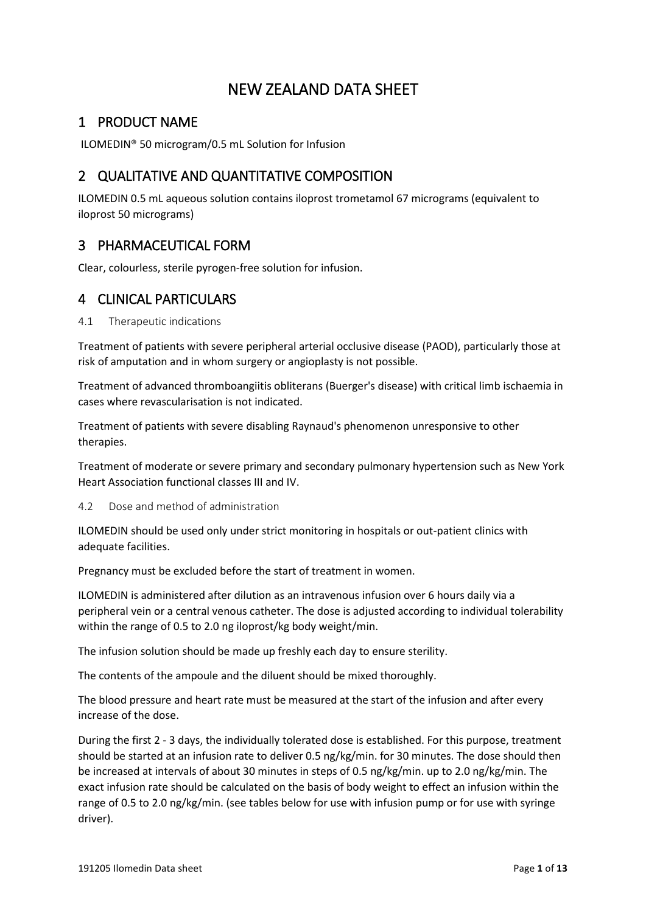# NEW ZEALAND DATA SHEET

## 1 PRODUCT NAME

ILOMEDIN® 50 microgram/0.5 mL Solution for Infusion

## 2 QUALITATIVE AND QUANTITATIVE COMPOSITION

ILOMEDIN 0.5 mL aqueous solution contains iloprost trometamol 67 micrograms (equivalent to iloprost 50 micrograms)

## 3 PHARMACEUTICAL FORM

Clear, colourless, sterile pyrogen-free solution for infusion.

## 4 CLINICAL PARTICULARS

### 4.1 Therapeutic indications

Treatment of patients with severe peripheral arterial occlusive disease (PAOD), particularly those at risk of amputation and in whom surgery or angioplasty is not possible.

Treatment of advanced thromboangiitis obliterans (Buerger's disease) with critical limb ischaemia in cases where revascularisation is not indicated.

Treatment of patients with severe disabling Raynaud's phenomenon unresponsive to other therapies.

Treatment of moderate or severe primary and secondary pulmonary hypertension such as New York Heart Association functional classes III and IV.

### 4.2 Dose and method of administration

ILOMEDIN should be used only under strict monitoring in hospitals or out-patient clinics with adequate facilities.

Pregnancy must be excluded before the start of treatment in women.

ILOMEDIN is administered after dilution as an intravenous infusion over 6 hours daily via a peripheral vein or a central venous catheter. The dose is adjusted according to individual tolerability within the range of 0.5 to 2.0 ng iloprost/kg body weight/min.

The infusion solution should be made up freshly each day to ensure sterility.

The contents of the ampoule and the diluent should be mixed thoroughly.

The blood pressure and heart rate must be measured at the start of the infusion and after every increase of the dose.

During the first 2 - 3 days, the individually tolerated dose is established. For this purpose, treatment should be started at an infusion rate to deliver 0.5 ng/kg/min. for 30 minutes. The dose should then be increased at intervals of about 30 minutes in steps of 0.5 ng/kg/min. up to 2.0 ng/kg/min. The exact infusion rate should be calculated on the basis of body weight to effect an infusion within the range of 0.5 to 2.0 ng/kg/min. (see tables below for use with infusion pump or for use with syringe driver).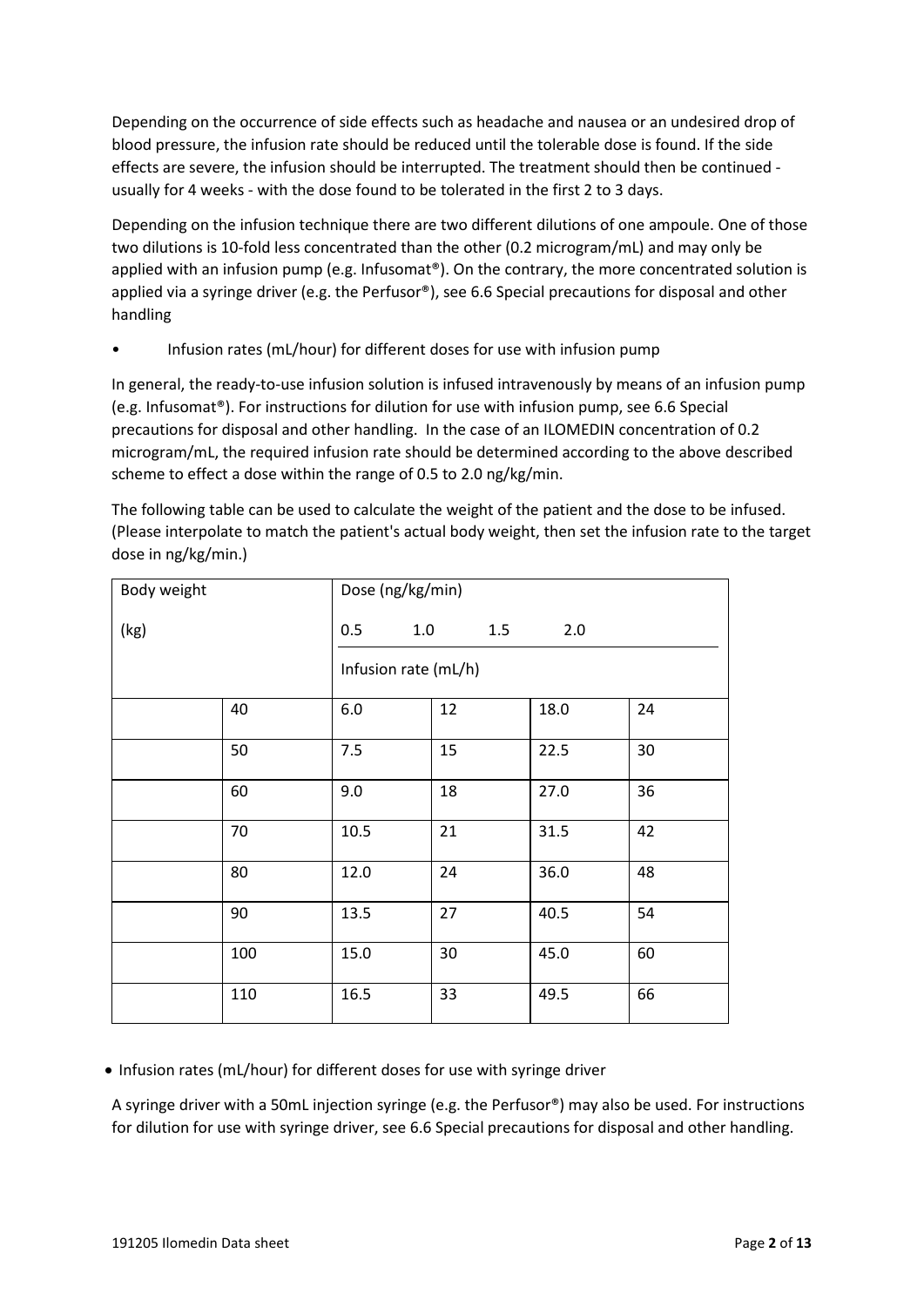Depending on the occurrence of side effects such as headache and nausea or an undesired drop of blood pressure, the infusion rate should be reduced until the tolerable dose is found. If the side effects are severe, the infusion should be interrupted. The treatment should then be continued - usually for 4 weeks - with the dose found to be tolerated in the first 2 to 3 days.

Depending on the infusion technique there are two different dilutions of one ampoule. One of those two dilutions is 10-fold less concentrated than the other (0.2 microgram/mL) and may only be applied with an infusion pump (e.g. Infusomat®). On the contrary, the more concentrated solution is applied via a syringe driver (e.g. the Perfusor®), see 6.6 Special precautions for disposal and other handling

- Infusion rates (mL/hour) for different doses for use with infusion pump

In general, the ready-to-use infusion solution is infused intravenously by means of an infusion pump (e.g. Infusomat®). For instructions for dilution for use with infusion pump, see 6.6 Special precautions for disposal and other handling. In the case of an ILOMEDIN concentration of 0.2 microgram/mL, the required infusion rate should be determined according to the above described scheme to effect a dose within the range of 0.5 to 2.0 ng/kg/min.

The following table can be used to calculate the weight of the patient and the dose to be infused. (Please interpolate to match the patient's actual body weight, then set the infusion rate to the target dose in ng/kg/min.)

| Body weight (kg) | Dose (ng/kg/min) 0.5 | 1.0 | 1.5 | 2.0 |
|---|---|---|---|---|
| | Infusion rate (mL/h) | | | |
| 40 | 6.0 | 12 | 18.0 | 24 |
| 50 | 7.5 | 15 | 22.5 | 30 |
| 60 | 9.0 | 18 | 27.0 | 36 |
| 70 | 10.5 | 21 | 31.5 | 42 |
| 80 | 12.0 | 24 | 36.0 | 48 |
| 90 | 13.5 | 27 | 40.5 | 54 |
| 100 | 15.0 | 30 | 45.0 | 60 |
| 110 | 16.5 | 33 | 49.5 | 66 |

- Infusion rates (mL/hour) for different doses for use with syringe driver

A syringe driver with a 50mL injection syringe (e.g. the Perfusor®) may also be used. For instructions for dilution for use with syringe driver, see 6.6 Special precautions for disposal and other handling.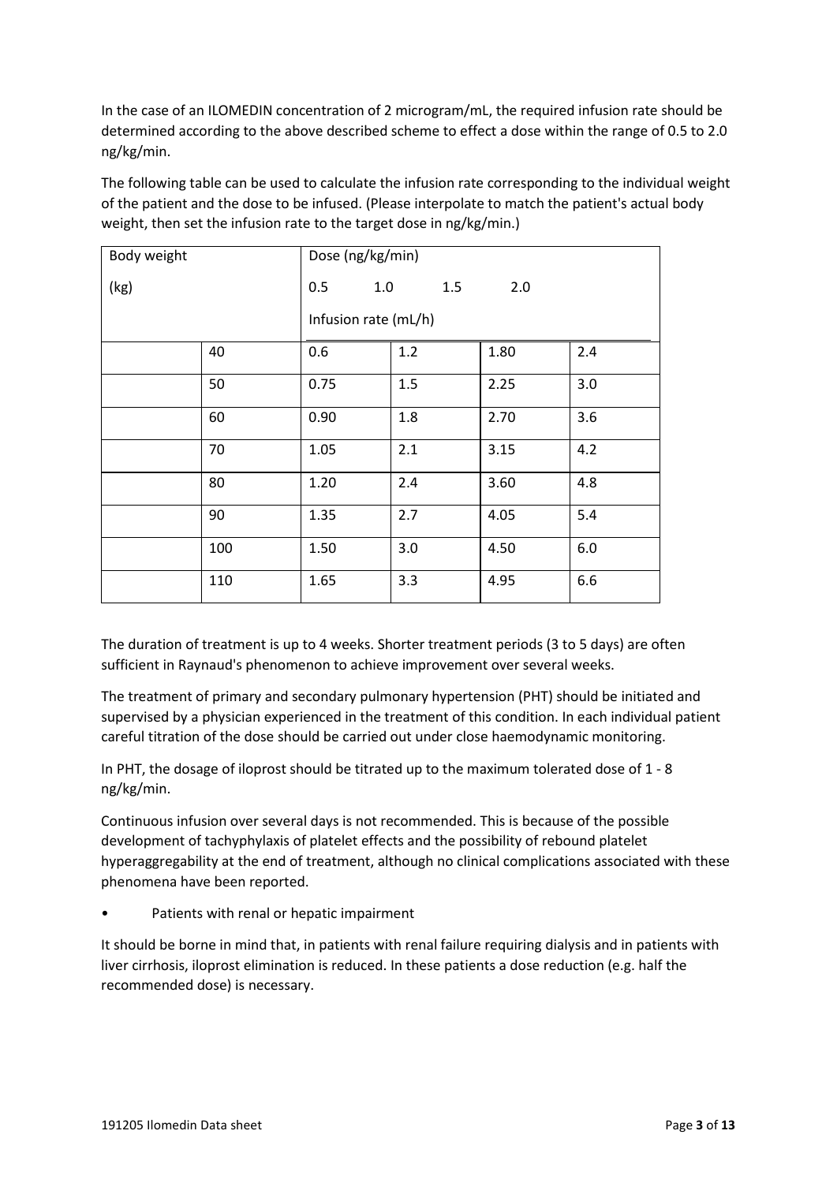In the case of an ILOMEDIN concentration of 2 microgram/mL, the required infusion rate should be determined according to the above described scheme to effect a dose within the range of 0.5 to 2.0 ng/kg/min.

The following table can be used to calculate the infusion rate corresponding to the individual weight of the patient and the dose to be infused. (Please interpolate to match the patient's actual body weight, then set the infusion rate to the target dose in ng/kg/min.)

| Body weight (kg) | Dose (ng/kg/min) | | | |
|---|---|---|---|---|
| | 0.5 | 1.0 | 1.5 | 2.0 |
| | Infusion rate (mL/h) | | | |
| 40 | 0.6 | 1.2 | 1.80 | 2.4 |
| 50 | 0.75 | 1.5 | 2.25 | 3.0 |
| 60 | 0.90 | 1.8 | 2.70 | 3.6 |
| 70 | 1.05 | 2.1 | 3.15 | 4.2 |
| 80 | 1.20 | 2.4 | 3.60 | 4.8 |
| 90 | 1.35 | 2.7 | 4.05 | 5.4 |
| 100 | 1.50 | 3.0 | 4.50 | 6.0 |
| 110 | 1.65 | 3.3 | 4.95 | 6.6 |

The duration of treatment is up to 4 weeks. Shorter treatment periods (3 to 5 days) are often sufficient in Raynaud's phenomenon to achieve improvement over several weeks.

The treatment of primary and secondary pulmonary hypertension (PHT) should be initiated and supervised by a physician experienced in the treatment of this condition. In each individual patient careful titration of the dose should be carried out under close haemodynamic monitoring.

In PHT, the dosage of iloprost should be titrated up to the maximum tolerated dose of 1 - 8 ng/kg/min.

Continuous infusion over several days is not recommended. This is because of the possible development of tachyphylaxis of platelet effects and the possibility of rebound platelet hyperaggregability at the end of treatment, although no clinical complications associated with these phenomena have been reported.

- Patients with renal or hepatic impairment

It should be borne in mind that, in patients with renal failure requiring dialysis and in patients with liver cirrhosis, iloprost elimination is reduced. In these patients a dose reduction (e.g. half the recommended dose) is necessary.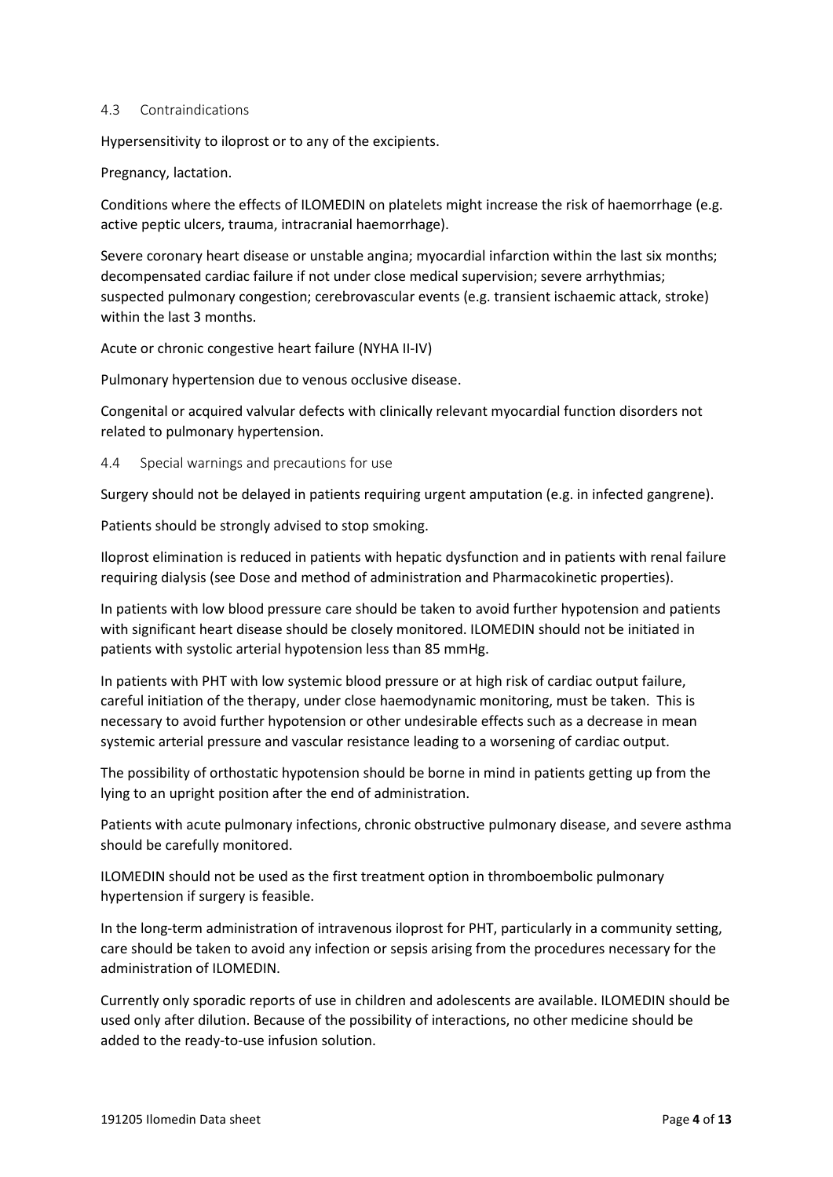### 4.3 Contraindications

Hypersensitivity to iloprost or to any of the excipients.

Pregnancy, lactation.

Conditions where the effects of ILOMEDIN on platelets might increase the risk of haemorrhage (e.g. active peptic ulcers, trauma, intracranial haemorrhage).

Severe coronary heart disease or unstable angina; myocardial infarction within the last six months; decompensated cardiac failure if not under close medical supervision; severe arrhythmias; suspected pulmonary congestion; cerebrovascular events (e.g. transient ischaemic attack, stroke) within the last 3 months.

Acute or chronic congestive heart failure (NYHA II-IV)

Pulmonary hypertension due to venous occlusive disease.

Congenital or acquired valvular defects with clinically relevant myocardial function disorders not related to pulmonary hypertension.

### 4.4 Special warnings and precautions for use

Surgery should not be delayed in patients requiring urgent amputation (e.g. in infected gangrene).

Patients should be strongly advised to stop smoking.

Iloprost elimination is reduced in patients with hepatic dysfunction and in patients with renal failure requiring dialysis (see Dose and method of administration and Pharmacokinetic properties).

In patients with low blood pressure care should be taken to avoid further hypotension and patients with significant heart disease should be closely monitored. ILOMEDIN should not be initiated in patients with systolic arterial hypotension less than 85 mmHg.

In patients with PHT with low systemic blood pressure or at high risk of cardiac output failure, careful initiation of the therapy, under close haemodynamic monitoring, must be taken. This is necessary to avoid further hypotension or other undesirable effects such as a decrease in mean systemic arterial pressure and vascular resistance leading to a worsening of cardiac output.

The possibility of orthostatic hypotension should be borne in mind in patients getting up from the lying to an upright position after the end of administration.

Patients with acute pulmonary infections, chronic obstructive pulmonary disease, and severe asthma should be carefully monitored.

ILOMEDIN should not be used as the first treatment option in thromboembolic pulmonary hypertension if surgery is feasible.

In the long-term administration of intravenous iloprost for PHT, particularly in a community setting, care should be taken to avoid any infection or sepsis arising from the procedures necessary for the administration of ILOMEDIN.

Currently only sporadic reports of use in children and adolescents are available. ILOMEDIN should be used only after dilution. Because of the possibility of interactions, no other medicine should be added to the ready-to-use infusion solution.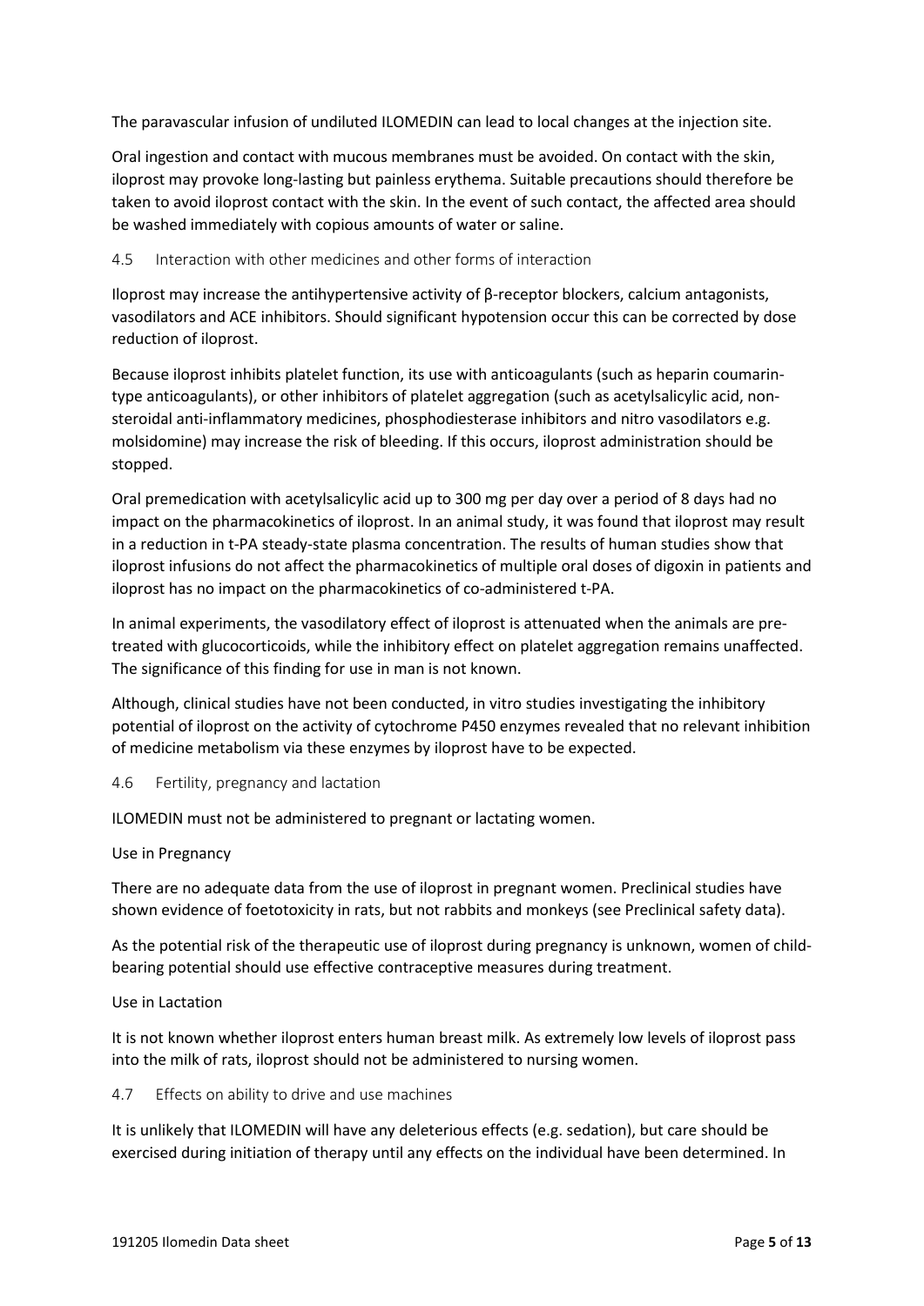The paravascular infusion of undiluted ILOMEDIN can lead to local changes at the injection site.

Oral ingestion and contact with mucous membranes must be avoided. On contact with the skin, iloprost may provoke long-lasting but painless erythema. Suitable precautions should therefore be taken to avoid iloprost contact with the skin. In the event of such contact, the affected area should be washed immediately with copious amounts of water or saline.

## 4.5 Interaction with other medicines and other forms of interaction

Iloprost may increase the antihypertensive activity of β-receptor blockers, calcium antagonists, vasodilators and ACE inhibitors. Should significant hypotension occur this can be corrected by dose reduction of iloprost.

Because iloprost inhibits platelet function, its use with anticoagulants (such as heparin coumarin-type anticoagulants), or other inhibitors of platelet aggregation (such as acetylsalicylic acid, non-steroidal anti-inflammatory medicines, phosphodiesterase inhibitors and nitro vasodilators e.g. molsidomine) may increase the risk of bleeding. If this occurs, iloprost administration should be stopped.

Oral premedication with acetylsalicylic acid up to 300 mg per day over a period of 8 days had no impact on the pharmacokinetics of iloprost. In an animal study, it was found that iloprost may result in a reduction in t-PA steady-state plasma concentration. The results of human studies show that iloprost infusions do not affect the pharmacokinetics of multiple oral doses of digoxin in patients and iloprost has no impact on the pharmacokinetics of co-administered t-PA.

In animal experiments, the vasodilatory effect of iloprost is attenuated when the animals are pre-treated with glucocorticoids, while the inhibitory effect on platelet aggregation remains unaffected. The significance of this finding for use in man is not known.

Although, clinical studies have not been conducted, in vitro studies investigating the inhibitory potential of iloprost on the activity of cytochrome P450 enzymes revealed that no relevant inhibition of medicine metabolism via these enzymes by iloprost have to be expected.

## 4.6 Fertility, pregnancy and lactation

ILOMEDIN must not be administered to pregnant or lactating women.

Use in Pregnancy

There are no adequate data from the use of iloprost in pregnant women. Preclinical studies have shown evidence of foetotoxicity in rats, but not rabbits and monkeys (see Preclinical safety data).

As the potential risk of the therapeutic use of iloprost during pregnancy is unknown, women of child-bearing potential should use effective contraceptive measures during treatment.

Use in Lactation

It is not known whether iloprost enters human breast milk. As extremely low levels of iloprost pass into the milk of rats, iloprost should not be administered to nursing women.

## 4.7 Effects on ability to drive and use machines

It is unlikely that ILOMEDIN will have any deleterious effects (e.g. sedation), but care should be exercised during initiation of therapy until any effects on the individual have been determined. In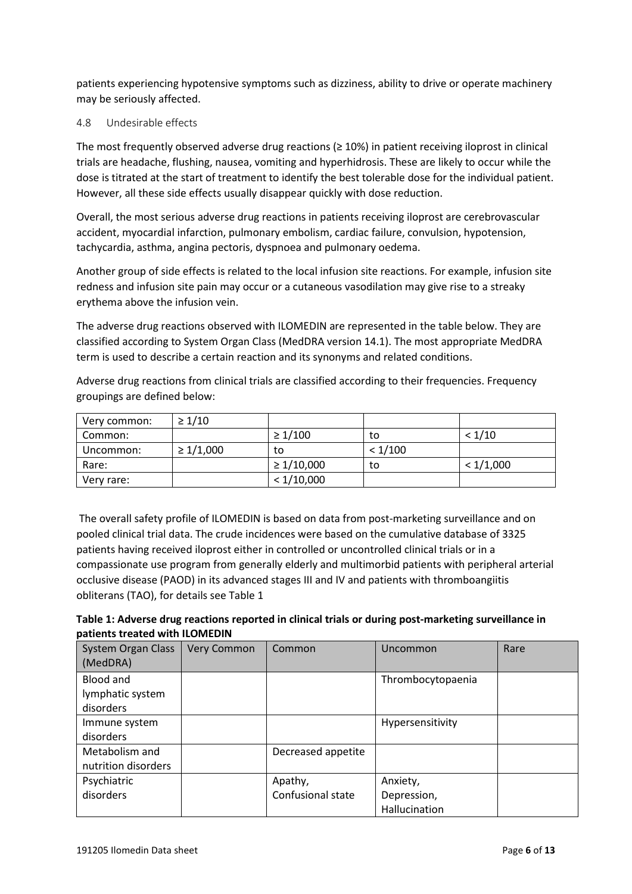patients experiencing hypotensive symptoms such as dizziness, ability to drive or operate machinery may be seriously affected.

## 4.8 Undesirable effects

The most frequently observed adverse drug reactions (≥ 10%) in patient receiving iloprost in clinical trials are headache, flushing, nausea, vomiting and hyperhidrosis. These are likely to occur while the dose is titrated at the start of treatment to identify the best tolerable dose for the individual patient. However, all these side effects usually disappear quickly with dose reduction.

Overall, the most serious adverse drug reactions in patients receiving iloprost are cerebrovascular accident, myocardial infarction, pulmonary embolism, cardiac failure, convulsion, hypotension, tachycardia, asthma, angina pectoris, dyspnoea and pulmonary oedema.

Another group of side effects is related to the local infusion site reactions. For example, infusion site redness and infusion site pain may occur or a cutaneous vasodilation may give rise to a streaky erythema above the infusion vein.

The adverse drug reactions observed with ILOMEDIN are represented in the table below. They are classified according to System Organ Class (MedDRA version 14.1). The most appropriate MedDRA term is used to describe a certain reaction and its synonyms and related conditions.

Adverse drug reactions from clinical trials are classified according to their frequencies. Frequency groupings are defined below:

| | | | | |
|---|---|---|---|---|
| Very common: | ≥ 1/10 | | | |
| Common: | | ≥ 1/100 | to | < 1/10 |
| Uncommon: | ≥ 1/1,000 | to | < 1/100 | |
| Rare: | | ≥ 1/10,000 | to | < 1/1,000 |
| Very rare: | | < 1/10,000 | | |

The overall safety profile of ILOMEDIN is based on data from post-marketing surveillance and on pooled clinical trial data. The crude incidences were based on the cumulative database of 3325 patients having received iloprost either in controlled or uncontrolled clinical trials or in a compassionate use program from generally elderly and multimorbid patients with peripheral arterial occlusive disease (PAOD) in its advanced stages III and IV and patients with thromboangiitis obliterans (TAO), for details see Table 1

**Table 1: Adverse drug reactions reported in clinical trials or during post-marketing surveillance in patients treated with ILOMEDIN**

| System Organ Class (MedDRA) | Very Common | Common | Uncommon | Rare |
|---|---|---|---|---|
| Blood and lymphatic system disorders | | | Thrombocytopaenia | |
| Immune system disorders | | | Hypersensitivity | |
| Metabolism and nutrition disorders | | Decreased appetite | | |
| Psychiatric disorders | | Apathy, Confusional state | Anxiety, Depression, Hallucination | |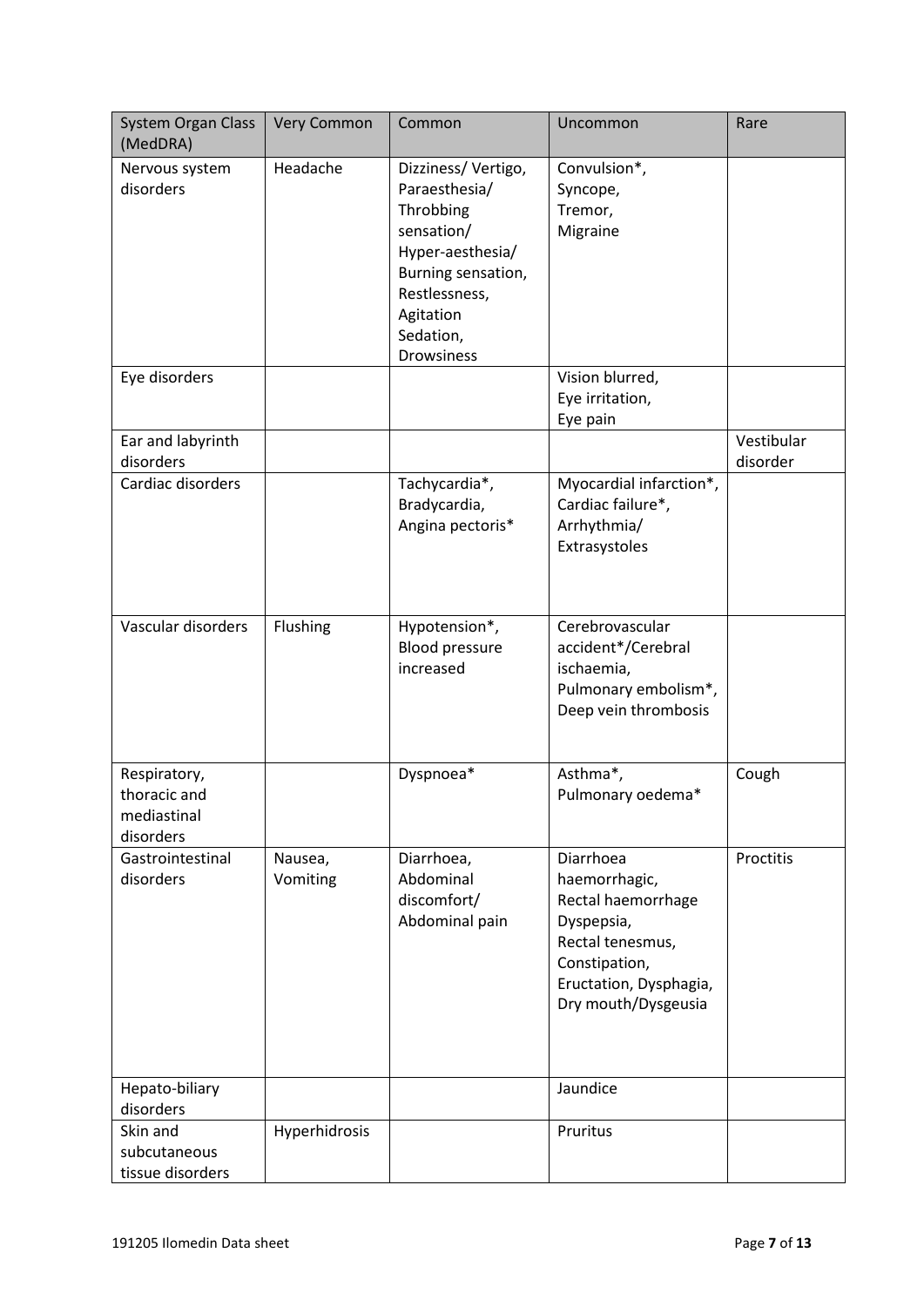| System Organ Class (MedDRA) | Very Common | Common | Uncommon | Rare |
|---|---|---|---|---|
| Nervous system disorders | Headache | Dizziness/ Vertigo, Paraesthesia/ Throbbing sensation/ Hyper-aesthesia/ Burning sensation, Restlessness, Agitation Sedation, Drowsiness | Convulsion*, Syncope, Tremor, Migraine | |
| Eye disorders | | | Vision blurred, Eye irritation, Eye pain | |
| Ear and labyrinth disorders | | | | Vestibular disorder |
| Cardiac disorders | | Tachycardia*, Bradycardia, Angina pectoris* | Myocardial infarction*, Cardiac failure*, Arrhythmia/ Extrasystoles | |
| Vascular disorders | Flushing | Hypotension*, Blood pressure increased | Cerebrovascular accident*/Cerebral ischaemia, Pulmonary embolism*, Deep vein thrombosis | |
| Respiratory, thoracic and mediastinal disorders | | Dyspnoea* | Asthma*, Pulmonary oedema* | Cough |
| Gastrointestinal disorders | Nausea, Vomiting | Diarrhoea, Abdominal discomfort/ Abdominal pain | Diarrhoea haemorrhagic, Rectal haemorrhage Dyspepsia, Rectal tenesmus, Constipation, Eructation, Dysphagia, Dry mouth/Dysgeusia | Proctitis |
| Hepato-biliary disorders | | | Jaundice | |
| Skin and subcutaneous tissue disorders | Hyperhidrosis | | Pruritus | |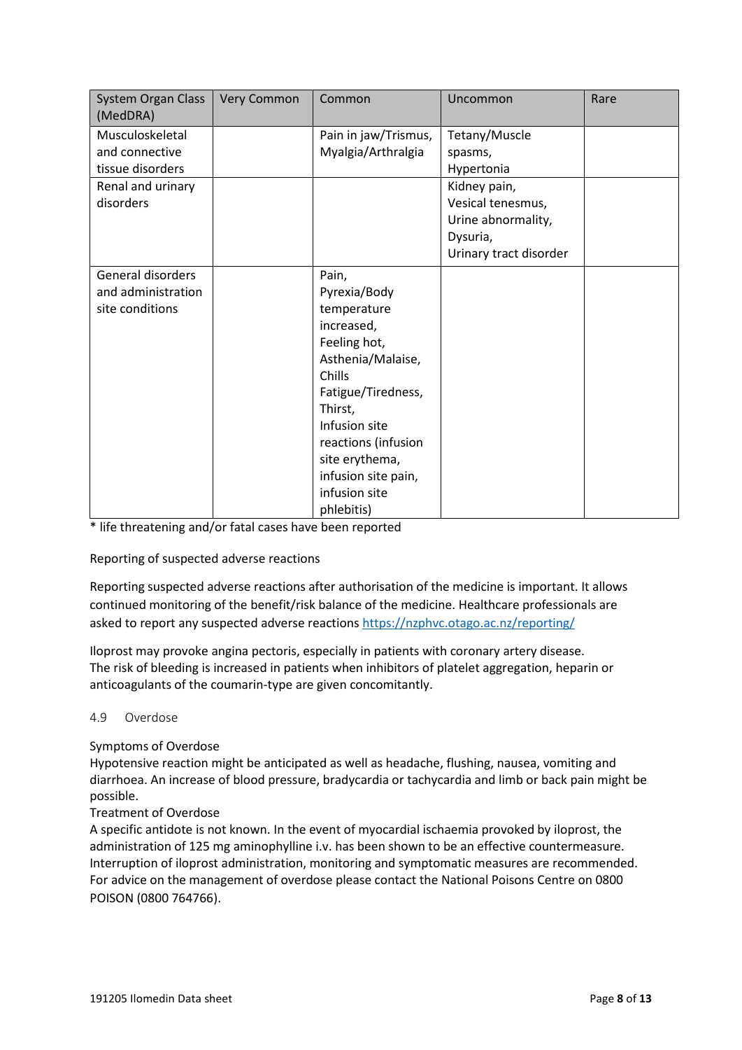| System Organ Class (MedDRA) | Very Common | Common | Uncommon | Rare |
|---|---|---|---|---|
| Musculoskeletal and connective tissue disorders | | Pain in jaw/Trismus, Myalgia/Arthralgia | Tetany/Muscle spasms, Hypertonia | |
| Renal and urinary disorders | | | Kidney pain, Vesical tenesmus, Urine abnormality, Dysuria, Urinary tract disorder | |
| General disorders and administration site conditions | | Pain, Pyrexia/Body temperature increased, Feeling hot, Asthenia/Malaise, Chills Fatigue/Tiredness, Thirst, Infusion site reactions (infusion site erythema, infusion site pain, infusion site phlebitis) | | |

* life threatening and/or fatal cases have been reported

Reporting of suspected adverse reactions

Reporting suspected adverse reactions after authorisation of the medicine is important. It allows continued monitoring of the benefit/risk balance of the medicine. Healthcare professionals are asked to report any suspected adverse reactions https://nzphvc.otago.ac.nz/reporting/

Iloprost may provoke angina pectoris, especially in patients with coronary artery disease.
The risk of bleeding is increased in patients when inhibitors of platelet aggregation, heparin or anticoagulants of the coumarin-type are given concomitantly.

## 4.9 Overdose

Symptoms of Overdose
Hypotensive reaction might be anticipated as well as headache, flushing, nausea, vomiting and diarrhoea. An increase of blood pressure, bradycardia or tachycardia and limb or back pain might be possible.
Treatment of Overdose
A specific antidote is not known. In the event of myocardial ischaemia provoked by iloprost, the administration of 125 mg aminophylline i.v. has been shown to be an effective countermeasure. Interruption of iloprost administration, monitoring and symptomatic measures are recommended.
For advice on the management of overdose please contact the National Poisons Centre on 0800 POISON (0800 764766).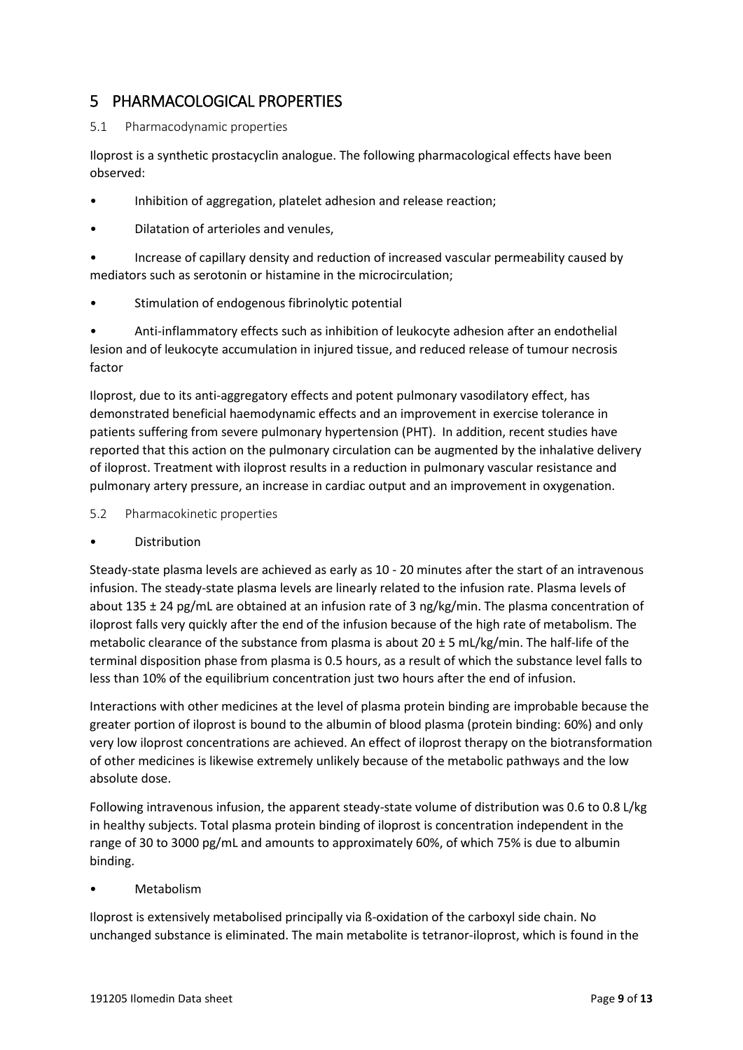# 5 PHARMACOLOGICAL PROPERTIES

## 5.1 Pharmacodynamic properties

Iloprost is a synthetic prostacyclin analogue. The following pharmacological effects have been observed:

- Inhibition of aggregation, platelet adhesion and release reaction;
- Dilatation of arterioles and venules,
- Increase of capillary density and reduction of increased vascular permeability caused by mediators such as serotonin or histamine in the microcirculation;
- Stimulation of endogenous fibrinolytic potential
- Anti-inflammatory effects such as inhibition of leukocyte adhesion after an endothelial lesion and of leukocyte accumulation in injured tissue, and reduced release of tumour necrosis factor

Iloprost, due to its anti-aggregatory effects and potent pulmonary vasodilatory effect, has demonstrated beneficial haemodynamic effects and an improvement in exercise tolerance in patients suffering from severe pulmonary hypertension (PHT). In addition, recent studies have reported that this action on the pulmonary circulation can be augmented by the inhalative delivery of iloprost. Treatment with iloprost results in a reduction in pulmonary vascular resistance and pulmonary artery pressure, an increase in cardiac output and an improvement in oxygenation.

## 5.2 Pharmacokinetic properties

- Distribution

Steady-state plasma levels are achieved as early as 10 - 20 minutes after the start of an intravenous infusion. The steady-state plasma levels are linearly related to the infusion rate. Plasma levels of about 135 ± 24 pg/mL are obtained at an infusion rate of 3 ng/kg/min. The plasma concentration of iloprost falls very quickly after the end of the infusion because of the high rate of metabolism. The metabolic clearance of the substance from plasma is about 20 ± 5 mL/kg/min. The half-life of the terminal disposition phase from plasma is 0.5 hours, as a result of which the substance level falls to less than 10% of the equilibrium concentration just two hours after the end of infusion.

Interactions with other medicines at the level of plasma protein binding are improbable because the greater portion of iloprost is bound to the albumin of blood plasma (protein binding: 60%) and only very low iloprost concentrations are achieved. An effect of iloprost therapy on the biotransformation of other medicines is likewise extremely unlikely because of the metabolic pathways and the low absolute dose.

Following intravenous infusion, the apparent steady-state volume of distribution was 0.6 to 0.8 L/kg in healthy subjects. Total plasma protein binding of iloprost is concentration independent in the range of 30 to 3000 pg/mL and amounts to approximately 60%, of which 75% is due to albumin binding.

- Metabolism

Iloprost is extensively metabolised principally via ß-oxidation of the carboxyl side chain. No unchanged substance is eliminated. The main metabolite is tetranor-iloprost, which is found in the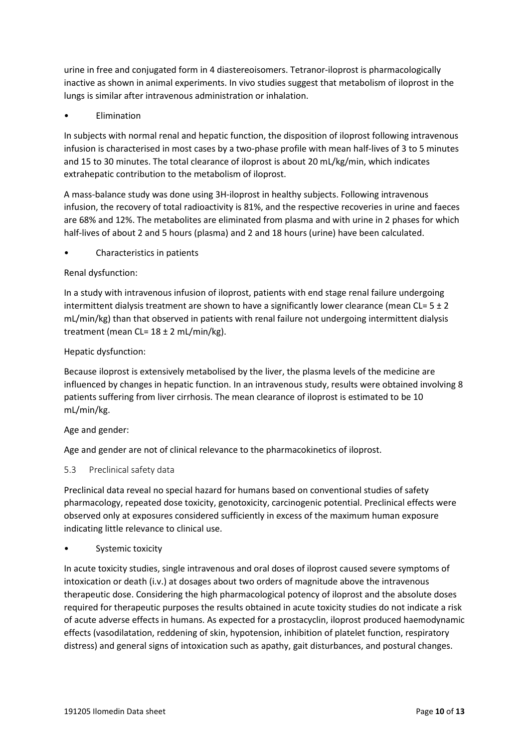urine in free and conjugated form in 4 diastereoisomers. Tetranor-iloprost is pharmacologically inactive as shown in animal experiments. In vivo studies suggest that metabolism of iloprost in the lungs is similar after intravenous administration or inhalation.

- Elimination

In subjects with normal renal and hepatic function, the disposition of iloprost following intravenous infusion is characterised in most cases by a two-phase profile with mean half-lives of 3 to 5 minutes and 15 to 30 minutes. The total clearance of iloprost is about 20 mL/kg/min, which indicates extrahepatic contribution to the metabolism of iloprost.

A mass-balance study was done using 3H-iloprost in healthy subjects. Following intravenous infusion, the recovery of total radioactivity is 81%, and the respective recoveries in urine and faeces are 68% and 12%. The metabolites are eliminated from plasma and with urine in 2 phases for which half-lives of about 2 and 5 hours (plasma) and 2 and 18 hours (urine) have been calculated.

- Characteristics in patients

Renal dysfunction:

In a study with intravenous infusion of iloprost, patients with end stage renal failure undergoing intermittent dialysis treatment are shown to have a significantly lower clearance (mean CL= 5 ± 2 mL/min/kg) than that observed in patients with renal failure not undergoing intermittent dialysis treatment (mean CL= 18 ± 2 mL/min/kg).

Hepatic dysfunction:

Because iloprost is extensively metabolised by the liver, the plasma levels of the medicine are influenced by changes in hepatic function. In an intravenous study, results were obtained involving 8 patients suffering from liver cirrhosis. The mean clearance of iloprost is estimated to be 10 mL/min/kg.

Age and gender:

Age and gender are not of clinical relevance to the pharmacokinetics of iloprost.

## 5.3 Preclinical safety data

Preclinical data reveal no special hazard for humans based on conventional studies of safety pharmacology, repeated dose toxicity, genotoxicity, carcinogenic potential. Preclinical effects were observed only at exposures considered sufficiently in excess of the maximum human exposure indicating little relevance to clinical use.

- Systemic toxicity

In acute toxicity studies, single intravenous and oral doses of iloprost caused severe symptoms of intoxication or death (i.v.) at dosages about two orders of magnitude above the intravenous therapeutic dose. Considering the high pharmacological potency of iloprost and the absolute doses required for therapeutic purposes the results obtained in acute toxicity studies do not indicate a risk of acute adverse effects in humans. As expected for a prostacyclin, iloprost produced haemodynamic effects (vasodilatation, reddening of skin, hypotension, inhibition of platelet function, respiratory distress) and general signs of intoxication such as apathy, gait disturbances, and postural changes.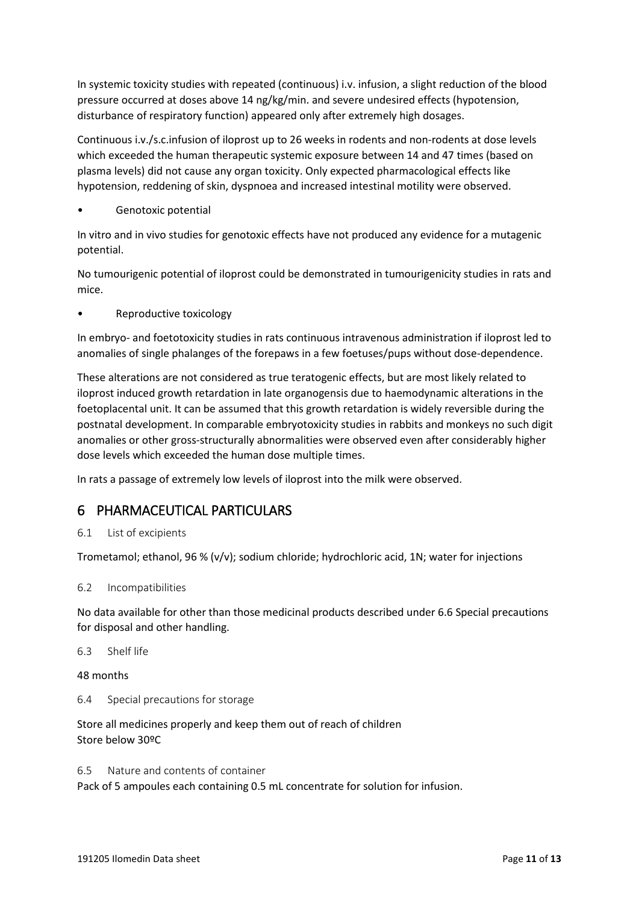In systemic toxicity studies with repeated (continuous) i.v. infusion, a slight reduction of the blood pressure occurred at doses above 14 ng/kg/min. and severe undesired effects (hypotension, disturbance of respiratory function) appeared only after extremely high dosages.

Continuous i.v./s.c.infusion of iloprost up to 26 weeks in rodents and non-rodents at dose levels which exceeded the human therapeutic systemic exposure between 14 and 47 times (based on plasma levels) did not cause any organ toxicity. Only expected pharmacological effects like hypotension, reddening of skin, dyspnoea and increased intestinal motility were observed.

- Genotoxic potential

In vitro and in vivo studies for genotoxic effects have not produced any evidence for a mutagenic potential.

No tumourigenic potential of iloprost could be demonstrated in tumourigenicity studies in rats and mice.

- Reproductive toxicology

In embryo- and foetotoxicity studies in rats continuous intravenous administration if iloprost led to anomalies of single phalanges of the forepaws in a few foetuses/pups without dose-dependence.

These alterations are not considered as true teratogenic effects, but are most likely related to iloprost induced growth retardation in late organogensis due to haemodynamic alterations in the foetoplacental unit. It can be assumed that this growth retardation is widely reversible during the postnatal development. In comparable embryotoxicity studies in rabbits and monkeys no such digit anomalies or other gross-structurally abnormalities were observed even after considerably higher dose levels which exceeded the human dose multiple times.

In rats a passage of extremely low levels of iloprost into the milk were observed.

# 6 PHARMACEUTICAL PARTICULARS

## 6.1 List of excipients

Trometamol; ethanol, 96 % (v/v); sodium chloride; hydrochloric acid, 1N; water for injections

## 6.2 Incompatibilities

No data available for other than those medicinal products described under 6.6 Special precautions for disposal and other handling.

## 6.3 Shelf life

48 months

## 6.4 Special precautions for storage

Store all medicines properly and keep them out of reach of children
Store below 30ºC

## 6.5 Nature and contents of container

Pack of 5 ampoules each containing 0.5 mL concentrate for solution for infusion.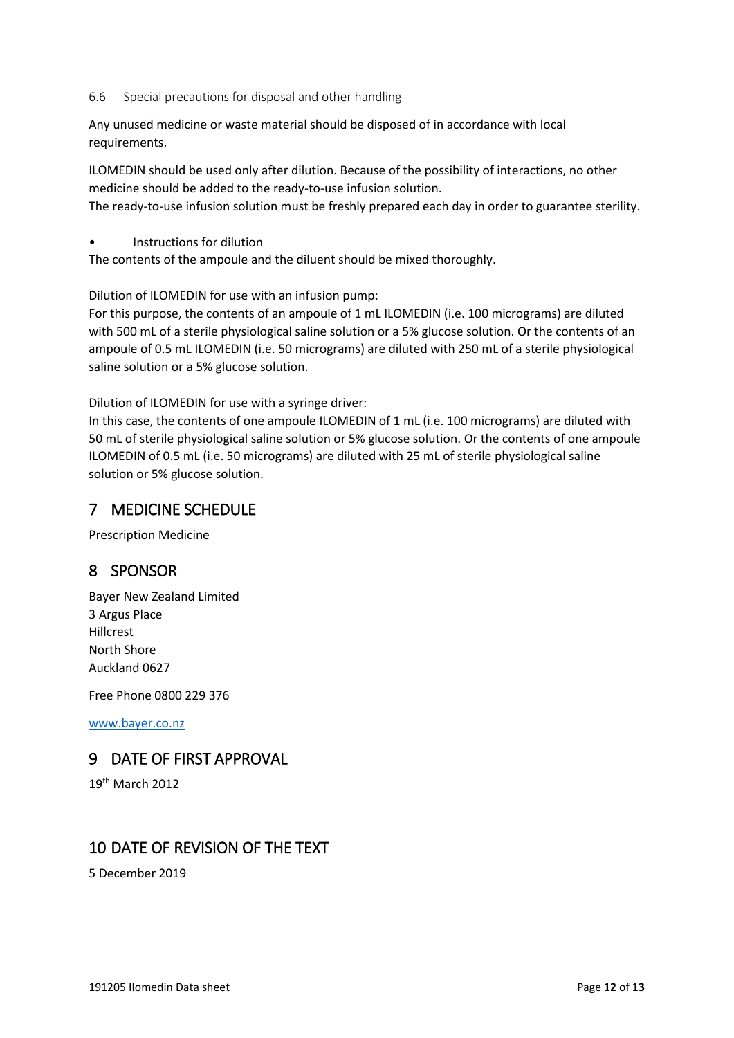### 6.6 Special precautions for disposal and other handling

Any unused medicine or waste material should be disposed of in accordance with local requirements.

ILOMEDIN should be used only after dilution. Because of the possibility of interactions, no other medicine should be added to the ready-to-use infusion solution.
The ready-to-use infusion solution must be freshly prepared each day in order to guarantee sterility.

- Instructions for dilution

The contents of the ampoule and the diluent should be mixed thoroughly.

Dilution of ILOMEDIN for use with an infusion pump:
For this purpose, the contents of an ampoule of 1 mL ILOMEDIN (i.e. 100 micrograms) are diluted with 500 mL of a sterile physiological saline solution or a 5% glucose solution. Or the contents of an ampoule of 0.5 mL ILOMEDIN (i.e. 50 micrograms) are diluted with 250 mL of a sterile physiological saline solution or a 5% glucose solution.

Dilution of ILOMEDIN for use with a syringe driver:
In this case, the contents of one ampoule ILOMEDIN of 1 mL (i.e. 100 micrograms) are diluted with 50 mL of sterile physiological saline solution or 5% glucose solution. Or the contents of one ampoule ILOMEDIN of 0.5 mL (i.e. 50 micrograms) are diluted with 25 mL of sterile physiological saline solution or 5% glucose solution.

## 7 MEDICINE SCHEDULE

Prescription Medicine

## 8 SPONSOR

Bayer New Zealand Limited
3 Argus Place
Hillcrest
North Shore
Auckland 0627

Free Phone 0800 229 376

www.bayer.co.nz

## 9 DATE OF FIRST APPROVAL

19th March 2012

## 10 DATE OF REVISION OF THE TEXT

5 December 2019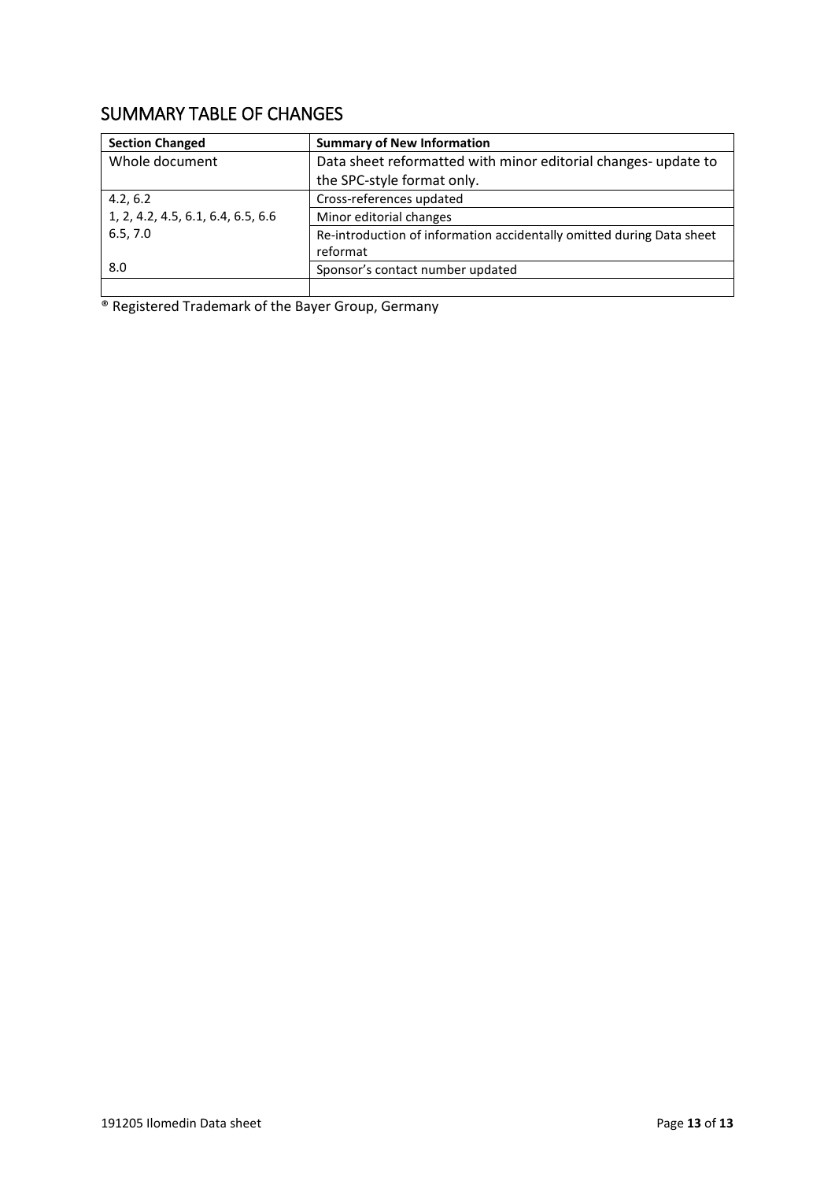## SUMMARY TABLE OF CHANGES

| Section Changed | Summary of New Information |
|---|---|
| Whole document | Data sheet reformatted with minor editorial changes- update to the SPC-style format only. |
| 4.2, 6.2 | Cross-references updated |
| 1, 2, 4.2, 4.5, 6.1, 6.4, 6.5, 6.6 | Minor editorial changes |
| 6.5, 7.0 | Re-introduction of information accidentally omitted during Data sheet reformat |
| 8.0 | Sponsor's contact number updated |
| | |

® Registered Trademark of the Bayer Group, Germany

191205 Ilomedin Data sheet